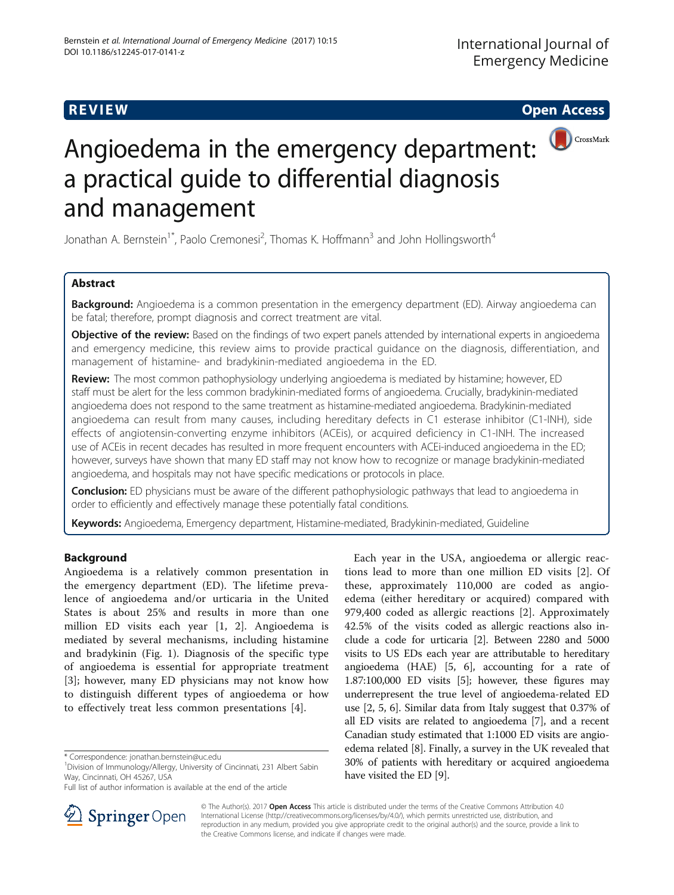REVIEW

Open Access

# Angioedema in the emergency department: a practical guide to differential diagnosis and management

Jonathan A. Bernstein[1*], Paolo Cremonesi[2], Thomas K. Hoffmann[3] and John Hollingsworth[4]

## Abstract

**Background:** Angioedema is a common presentation in the emergency department (ED). Airway angioedema can be fatal; therefore, prompt diagnosis and correct treatment are vital.

**Objective of the review:** Based on the findings of two expert panels attended by international experts in angioedema and emergency medicine, this review aims to provide practical guidance on the diagnosis, differentiation, and management of histamine- and bradykinin-mediated angioedema in the ED.

**Review:** The most common pathophysiology underlying angioedema is mediated by histamine; however, ED staff must be alert for the less common bradykinin-mediated forms of angioedema. Crucially, bradykinin-mediated angioedema does not respond to the same treatment as histamine-mediated angioedema. Bradykinin-mediated angioedema can result from many causes, including hereditary defects in C1 esterase inhibitor (C1-INH), side effects of angiotensin-converting enzyme inhibitors (ACEis), or acquired deficiency in C1-INH. The increased use of ACEis in recent decades has resulted in more frequent encounters with ACEi-induced angioedema in the ED; however, surveys have shown that many ED staff may not know how to recognize or manage bradykinin-mediated angioedema, and hospitals may not have specific medications or protocols in place.

**Conclusion:** ED physicians must be aware of the different pathophysiologic pathways that lead to angioedema in order to efficiently and effectively manage these potentially fatal conditions.

**Keywords:** Angioedema, Emergency department, Histamine-mediated, Bradykinin-mediated, Guideline

## Background

Angioedema is a relatively common presentation in the emergency department (ED). The lifetime prevalence of angioedema and/or urticaria in the United States is about 25% and results in more than one million ED visits each year [1, 2]. Angioedema is mediated by several mechanisms, including histamine and bradykinin (Fig. 1). Diagnosis of the specific type of angioedema is essential for appropriate treatment [3]; however, many ED physicians may not know how to distinguish different types of angioedema or how to effectively treat less common presentations [4].

Each year in the USA, angioedema or allergic reactions lead to more than one million ED visits [2]. Of these, approximately 110,000 are coded as angioedema (either hereditary or acquired) compared with 979,400 coded as allergic reactions [2]. Approximately 42.5% of the visits coded as allergic reactions also include a code for urticaria [2]. Between 2280 and 5000 visits to US EDs each year are attributable to hereditary angioedema (HAE) [5, 6], accounting for a rate of 1.87:100,000 ED visits [5]; however, these figures may underrepresent the true level of angioedema-related ED use [2, 5, 6]. Similar data from Italy suggest that 0.37% of all ED visits are related to angioedema [7], and a recent Canadian study estimated that 1:1000 ED visits are angioedema related [8]. Finally, a survey in the UK revealed that 30% of patients with hereditary or acquired angioedema have visited the ED [9].

\* Correspondence: jonathan.bernstein@uc.edu
[1]Division of Immunology/Allergy, University of Cincinnati, 231 Albert Sabin Way, Cincinnati, OH 45267, USA
Full list of author information is available at the end of the article

© The Author(s). 2017 **Open Access** This article is distributed under the terms of the Creative Commons Attribution 4.0 International License (http://creativecommons.org/licenses/by/4.0/), which permits unrestricted use, distribution, and reproduction in any medium, provided you give appropriate credit to the original author(s) and the source, provide a link to the Creative Commons license, and indicate if changes were made.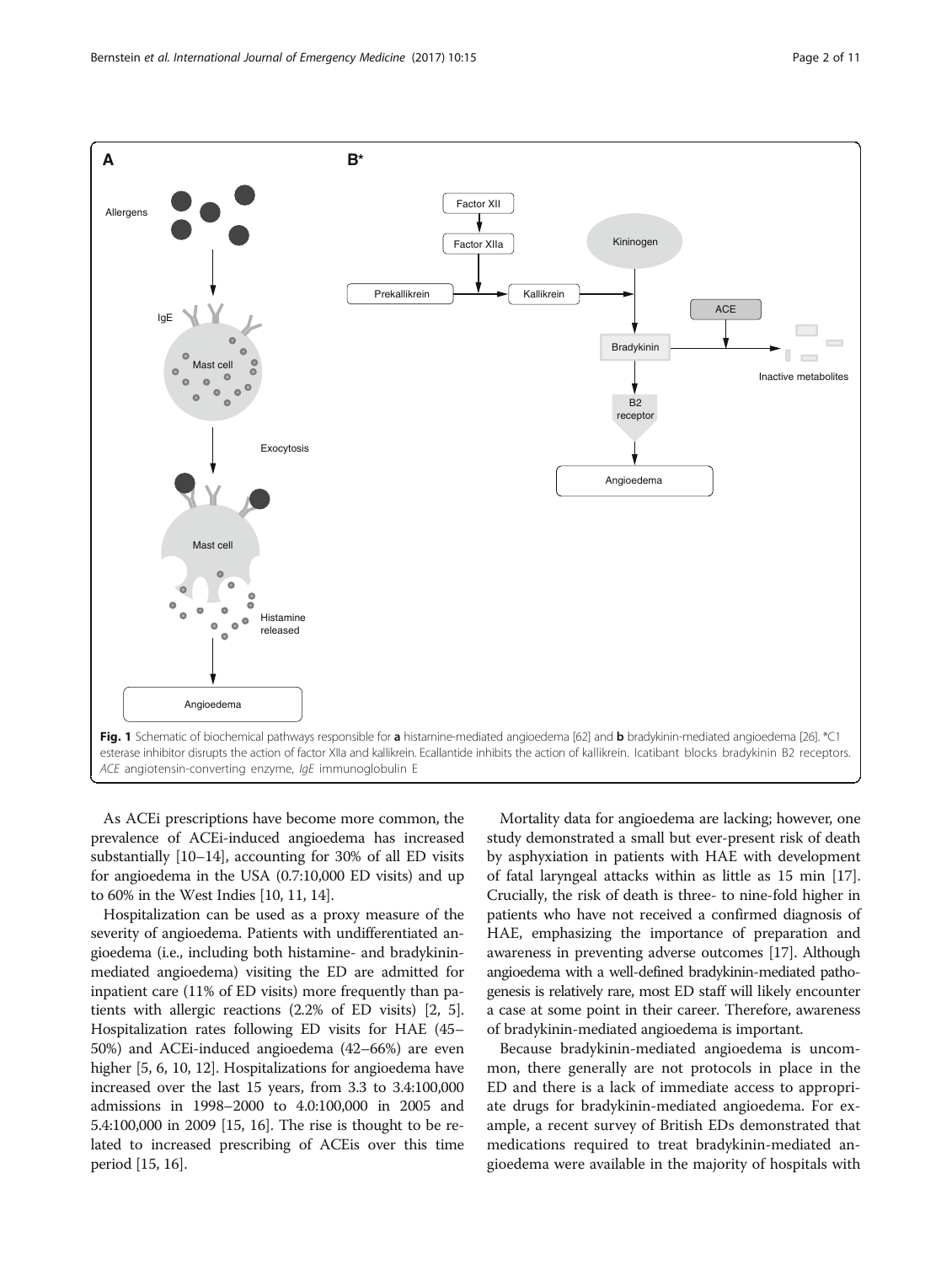Fig. 1 Schematic of biochemical pathways responsible for **a** histamine-mediated angioedema [62] and **b** bradykinin-mediated angioedema [26]. *C1 esterase inhibitor disrupts the action of factor XIIa and kallikrein. Ecallantide inhibits the action of kallikrein. Icatibant blocks bradykinin B2 receptors. *ACE* angiotensin-converting enzyme, *IgE* immunoglobulin E

As ACEi prescriptions have become more common, the prevalence of ACEi-induced angioedema has increased substantially [10–14], accounting for 30% of all ED visits for angioedema in the USA (0.7:10,000 ED visits) and up to 60% in the West Indies [10, 11, 14].

Hospitalization can be used as a proxy measure of the severity of angioedema. Patients with undifferentiated angioedema (i.e., including both histamine- and bradykinin-mediated angioedema) visiting the ED are admitted for inpatient care (11% of ED visits) more frequently than patients with allergic reactions (2.2% of ED visits) [2, 5]. Hospitalization rates following ED visits for HAE (45–50%) and ACEi-induced angioedema (42–66%) are even higher [5, 6, 10, 12]. Hospitalizations for angioedema have increased over the last 15 years, from 3.3 to 3.4:100,000 admissions in 1998–2000 to 4.0:100,000 in 2005 and 5.4:100,000 in 2009 [15, 16]. The rise is thought to be related to increased prescribing of ACEis over this time period [15, 16].

Mortality data for angioedema are lacking; however, one study demonstrated a small but ever-present risk of death by asphyxiation in patients with HAE with development of fatal laryngeal attacks within as little as 15 min [17]. Crucially, the risk of death is three- to nine-fold higher in patients who have not received a confirmed diagnosis of HAE, emphasizing the importance of preparation and awareness in preventing adverse outcomes [17]. Although angioedema with a well-defined bradykinin-mediated pathogenesis is relatively rare, most ED staff will likely encounter a case at some point in their career. Therefore, awareness of bradykinin-mediated angioedema is important.

Because bradykinin-mediated angioedema is uncommon, there generally are not protocols in place in the ED and there is a lack of immediate access to appropriate drugs for bradykinin-mediated angioedema. For example, a recent survey of British EDs demonstrated that medications required to treat bradykinin-mediated angioedema were available in the majority of hospitals with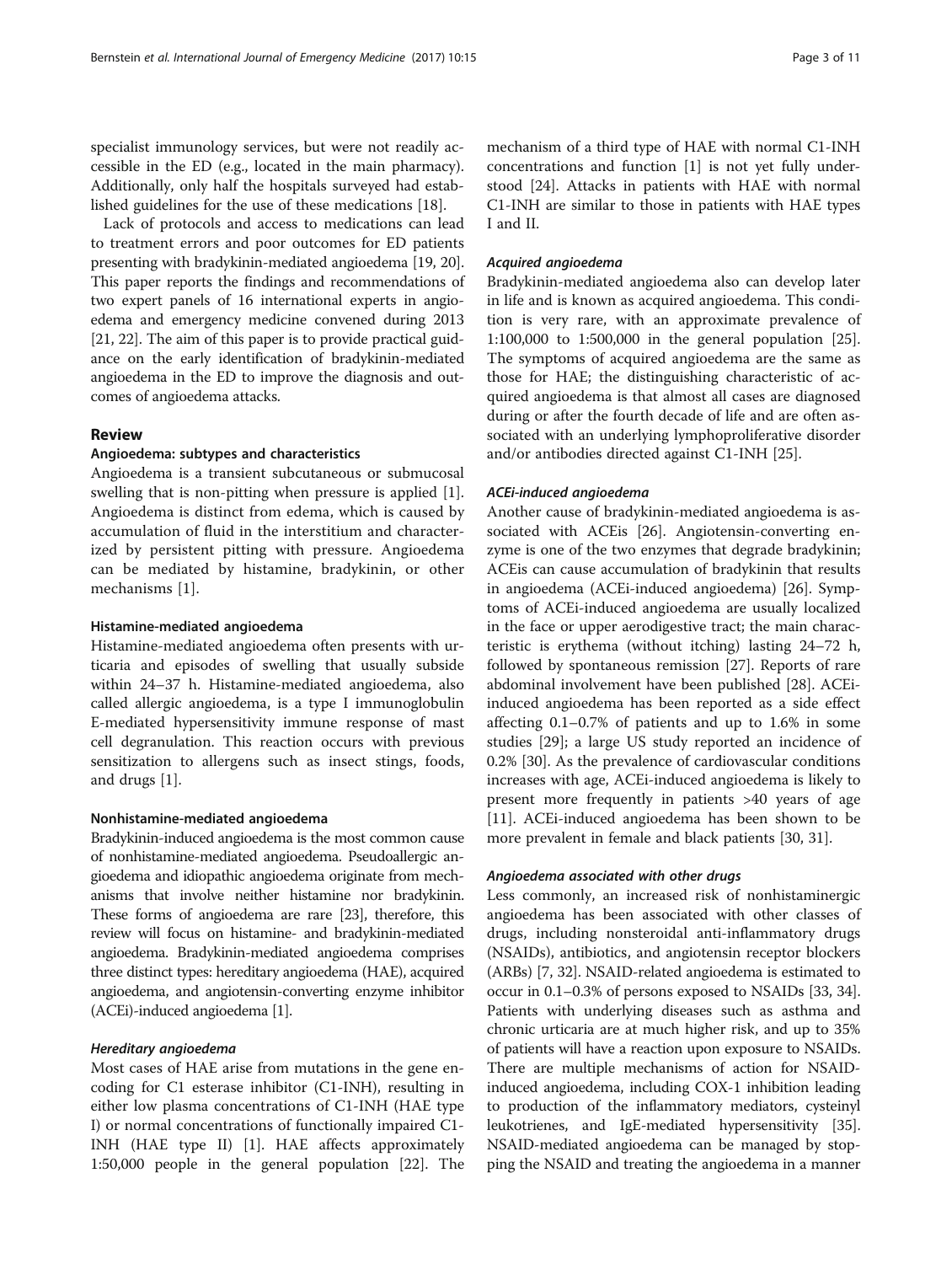specialist immunology services, but were not readily accessible in the ED (e.g., located in the main pharmacy). Additionally, only half the hospitals surveyed had established guidelines for the use of these medications [18].

Lack of protocols and access to medications can lead to treatment errors and poor outcomes for ED patients presenting with bradykinin-mediated angioedema [19, 20]. This paper reports the findings and recommendations of two expert panels of 16 international experts in angioedema and emergency medicine convened during 2013 [21, 22]. The aim of this paper is to provide practical guidance on the early identification of bradykinin-mediated angioedema in the ED to improve the diagnosis and outcomes of angioedema attacks.

## Review

### Angioedema: subtypes and characteristics

Angioedema is a transient subcutaneous or submucosal swelling that is non-pitting when pressure is applied [1]. Angioedema is distinct from edema, which is caused by accumulation of fluid in the interstitium and characterized by persistent pitting with pressure. Angioedema can be mediated by histamine, bradykinin, or other mechanisms [1].

#### Histamine-mediated angioedema

Histamine-mediated angioedema often presents with urticaria and episodes of swelling that usually subside within 24–37 h. Histamine-mediated angioedema, also called allergic angioedema, is a type I immunoglobulin E-mediated hypersensitivity immune response of mast cell degranulation. This reaction occurs with previous sensitization to allergens such as insect stings, foods, and drugs [1].

#### Nonhistamine-mediated angioedema

Bradykinin-induced angioedema is the most common cause of nonhistamine-mediated angioedema. Pseudoallergic angioedema and idiopathic angioedema originate from mechanisms that involve neither histamine nor bradykinin. These forms of angioedema are rare [23], therefore, this review will focus on histamine- and bradykinin-mediated angioedema. Bradykinin-mediated angioedema comprises three distinct types: hereditary angioedema (HAE), acquired angioedema, and angiotensin-converting enzyme inhibitor (ACEi)-induced angioedema [1].

##### *Hereditary angioedema*

Most cases of HAE arise from mutations in the gene encoding for C1 esterase inhibitor (C1-INH), resulting in either low plasma concentrations of C1-INH (HAE type I) or normal concentrations of functionally impaired C1-INH (HAE type II) [1]. HAE affects approximately 1:50,000 people in the general population [22]. The mechanism of a third type of HAE with normal C1-INH concentrations and function [1] is not yet fully understood [24]. Attacks in patients with HAE with normal C1-INH are similar to those in patients with HAE types I and II.

##### *Acquired angioedema*

Bradykinin-mediated angioedema also can develop later in life and is known as acquired angioedema. This condition is very rare, with an approximate prevalence of 1:100,000 to 1:500,000 in the general population [25]. The symptoms of acquired angioedema are the same as those for HAE; the distinguishing characteristic of acquired angioedema is that almost all cases are diagnosed during or after the fourth decade of life and are often associated with an underlying lymphoproliferative disorder and/or antibodies directed against C1-INH [25].

##### *ACEi-induced angioedema*

Another cause of bradykinin-mediated angioedema is associated with ACEis [26]. Angiotensin-converting enzyme is one of the two enzymes that degrade bradykinin; ACEis can cause accumulation of bradykinin that results in angioedema (ACEi-induced angioedema) [26]. Symptoms of ACEi-induced angioedema are usually localized in the face or upper aerodigestive tract; the main characteristic is erythema (without itching) lasting 24–72 h, followed by spontaneous remission [27]. Reports of rare abdominal involvement have been published [28]. ACEi-induced angioedema has been reported as a side effect affecting 0.1–0.7% of patients and up to 1.6% in some studies [29]; a large US study reported an incidence of 0.2% [30]. As the prevalence of cardiovascular conditions increases with age, ACEi-induced angioedema is likely to present more frequently in patients >40 years of age [11]. ACEi-induced angioedema has been shown to be more prevalent in female and black patients [30, 31].

##### *Angioedema associated with other drugs*

Less commonly, an increased risk of nonhistaminergic angioedema has been associated with other classes of drugs, including nonsteroidal anti-inflammatory drugs (NSAIDs), antibiotics, and angiotensin receptor blockers (ARBs) [7, 32]. NSAID-related angioedema is estimated to occur in 0.1–0.3% of persons exposed to NSAIDs [33, 34]. Patients with underlying diseases such as asthma and chronic urticaria are at much higher risk, and up to 35% of patients will have a reaction upon exposure to NSAIDs. There are multiple mechanisms of action for NSAID-induced angioedema, including COX-1 inhibition leading to production of the inflammatory mediators, cysteinyl leukotrienes, and IgE-mediated hypersensitivity [35]. NSAID-mediated angioedema can be managed by stopping the NSAID and treating the angioedema in a manner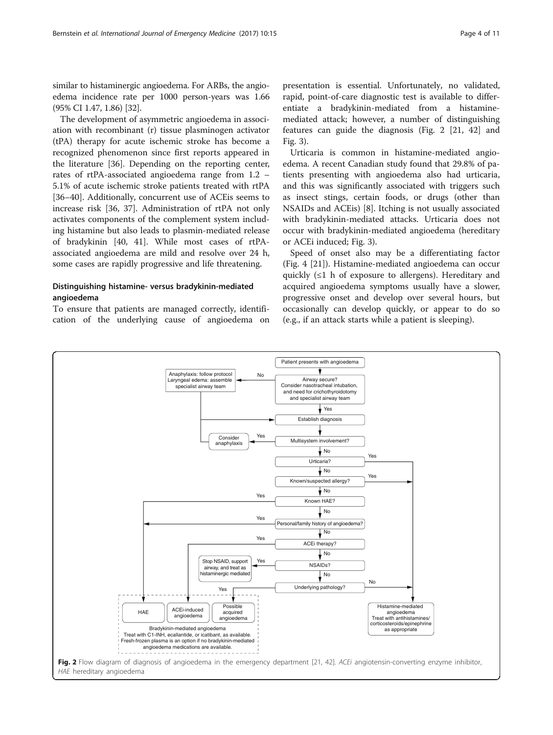similar to histaminergic angioedema. For ARBs, the angioedema incidence rate per 1000 person-years was 1.66 (95% CI 1.47, 1.86) [32].

The development of asymmetric angioedema in association with recombinant (r) tissue plasminogen activator (tPA) therapy for acute ischemic stroke has become a recognized phenomenon since first reports appeared in the literature [36]. Depending on the reporting center, rates of rtPA-associated angioedema range from 1.2 – 5.1% of acute ischemic stroke patients treated with rtPA [36–40]. Additionally, concurrent use of ACEis seems to increase risk [36, 37]. Administration of rtPA not only activates components of the complement system including histamine but also leads to plasmin-mediated release of bradykinin [40, 41]. While most cases of rtPA-associated angioedema are mild and resolve over 24 h, some cases are rapidly progressive and life threatening.

## Distinguishing histamine- versus bradykinin-mediated angioedema

To ensure that patients are managed correctly, identification of the underlying cause of angioedema on presentation is essential. Unfortunately, no validated, rapid, point-of-care diagnostic test is available to differentiate a bradykinin-mediated from a histamine-mediated attack; however, a number of distinguishing features can guide the diagnosis (Fig. 2 [21, 42] and Fig. 3).

Urticaria is common in histamine-mediated angioedema. A recent Canadian study found that 29.8% of patients presenting with angioedema also had urticaria, and this was significantly associated with triggers such as insect stings, certain foods, or drugs (other than NSAIDs and ACEis) [8]. Itching is not usually associated with bradykinin-mediated attacks. Urticaria does not occur with bradykinin-mediated angioedema (hereditary or ACEi induced; Fig. 3).

Speed of onset also may be a differentiating factor (Fig. 4 [21]). Histamine-mediated angioedema can occur quickly (≤1 h of exposure to allergens). Hereditary and acquired angioedema symptoms usually have a slower, progressive onset and develop over several hours, but occasionally can develop quickly, or appear to do so (e.g., if an attack starts while a patient is sleeping).

**Fig. 2** Flow diagram of diagnosis of angioedema in the emergency department [21, 42]. *ACEi* angiotensin-converting enzyme inhibitor, *HAE* hereditary angioedema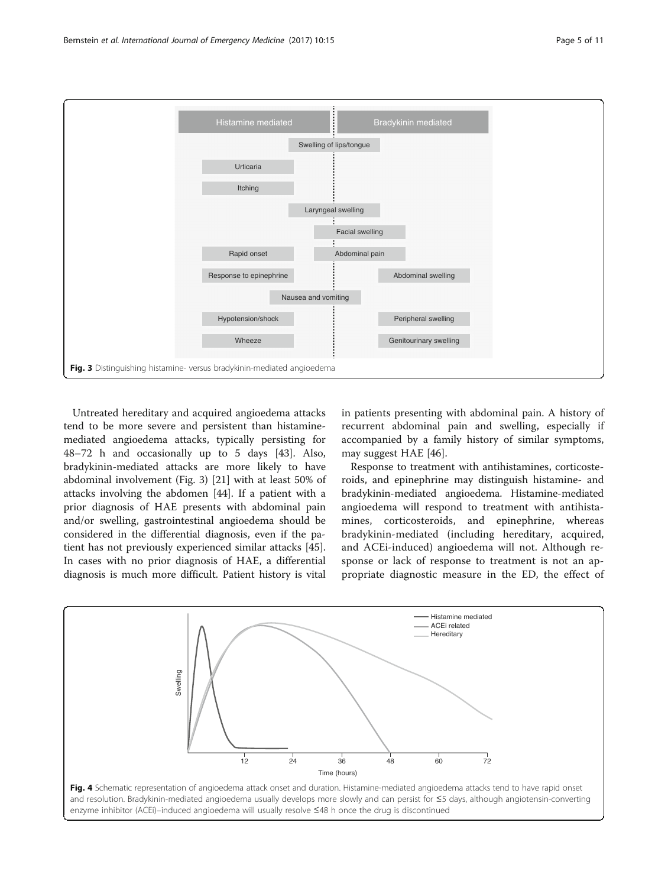Fig. 3 Distinguishing histamine- versus bradykinin-mediated angioedema

Untreated hereditary and acquired angioedema attacks tend to be more severe and persistent than histamine-mediated angioedema attacks, typically persisting for 48–72 h and occasionally up to 5 days [43]. Also, bradykinin-mediated attacks are more likely to have abdominal involvement (Fig. 3) [21] with at least 50% of attacks involving the abdomen [44]. If a patient with a prior diagnosis of HAE presents with abdominal pain and/or swelling, gastrointestinal angioedema should be considered in the differential diagnosis, even if the patient has not previously experienced similar attacks [45]. In cases with no prior diagnosis of HAE, a differential diagnosis is much more difficult. Patient history is vital in patients presenting with abdominal pain. A history of recurrent abdominal pain and swelling, especially if accompanied by a family history of similar symptoms, may suggest HAE [46].

Response to treatment with antihistamines, corticosteroids, and epinephrine may distinguish histamine- and bradykinin-mediated angioedema. Histamine-mediated angioedema will respond to treatment with antihistamines, corticosteroids, and epinephrine, whereas bradykinin-mediated (including hereditary, acquired, and ACEi-induced) angioedema will not. Although response or lack of response to treatment is not an appropriate diagnostic measure in the ED, the effect of

Fig. 4 Schematic representation of angioedema attack onset and duration. Histamine-mediated angioedema attacks tend to have rapid onset and resolution. Bradykinin-mediated angioedema usually develops more slowly and can persist for ≤5 days, although angiotensin-converting enzyme inhibitor (ACEi)–induced angioedema will usually resolve ≤48 h once the drug is discontinued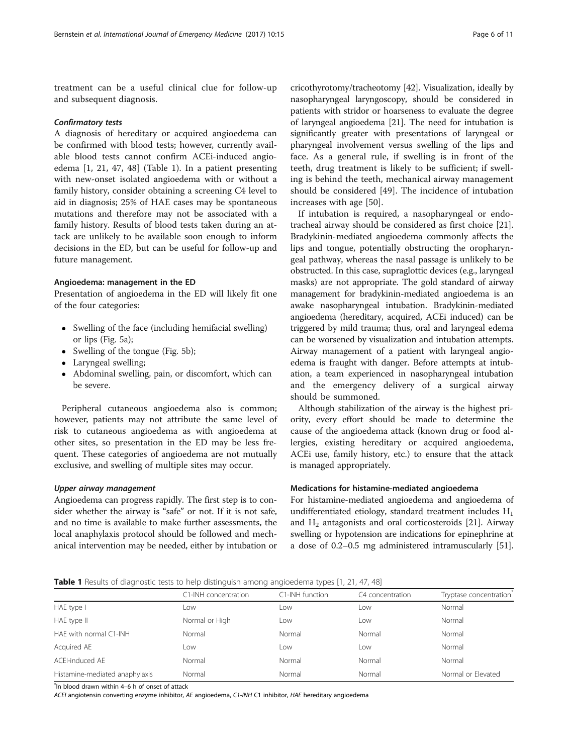treatment can be a useful clinical clue for follow-up and subsequent diagnosis.

#### *Confirmatory tests*

A diagnosis of hereditary or acquired angioedema can be confirmed with blood tests; however, currently available blood tests cannot confirm ACEi-induced angioedema [1, 21, 47, 48] (Table 1). In a patient presenting with new-onset isolated angioedema with or without a family history, consider obtaining a screening C4 level to aid in diagnosis; 25% of HAE cases may be spontaneous mutations and therefore may not be associated with a family history. Results of blood tests taken during an attack are unlikely to be available soon enough to inform decisions in the ED, but can be useful for follow-up and future management.

### Angioedema: management in the ED

Presentation of angioedema in the ED will likely fit one of the four categories:

- Swelling of the face (including hemifacial swelling) or lips (Fig. 5a);
- Swelling of the tongue (Fig. 5b);
- Laryngeal swelling;
- Abdominal swelling, pain, or discomfort, which can be severe.

Peripheral cutaneous angioedema also is common; however, patients may not attribute the same level of risk to cutaneous angioedema as with angioedema at other sites, so presentation in the ED may be less frequent. These categories of angioedema are not mutually exclusive, and swelling of multiple sites may occur.

#### *Upper airway management*

Angioedema can progress rapidly. The first step is to consider whether the airway is "safe" or not. If it is not safe, and no time is available to make further assessments, the local anaphylaxis protocol should be followed and mechanical intervention may be needed, either by intubation or cricothyrotomy/tracheotomy [42]. Visualization, ideally by nasopharyngeal laryngoscopy, should be considered in patients with stridor or hoarseness to evaluate the degree of laryngeal angioedema [21]. The need for intubation is significantly greater with presentations of laryngeal or pharyngeal involvement versus swelling of the lips and face. As a general rule, if swelling is in front of the teeth, drug treatment is likely to be sufficient; if swelling is behind the teeth, mechanical airway management should be considered [49]. The incidence of intubation increases with age [50].

If intubation is required, a nasopharyngeal or endotracheal airway should be considered as first choice [21]. Bradykinin-mediated angioedema commonly affects the lips and tongue, potentially obstructing the oropharyngeal pathway, whereas the nasal passage is unlikely to be obstructed. In this case, supraglottic devices (e.g., laryngeal masks) are not appropriate. The gold standard of airway management for bradykinin-mediated angioedema is an awake nasopharyngeal intubation. Bradykinin-mediated angioedema (hereditary, acquired, ACEi induced) can be triggered by mild trauma; thus, oral and laryngeal edema can be worsened by visualization and intubation attempts. Airway management of a patient with laryngeal angioedema is fraught with danger. Before attempts at intubation, a team experienced in nasopharyngeal intubation and the emergency delivery of a surgical airway should be summoned.

Although stabilization of the airway is the highest priority, every effort should be made to determine the cause of the angioedema attack (known drug or food allergies, existing hereditary or acquired angioedema, ACEi use, family history, etc.) to ensure that the attack is managed appropriately.

### Medications for histamine-mediated angioedema

For histamine-mediated angioedema and angioedema of undifferentiated etiology, standard treatment includes $H_1$ and $H_2$ antagonists and oral corticosteroids [21]. Airway swelling or hypotension are indications for epinephrine at a dose of 0.2–0.5 mg administered intramuscularly [51].

**Table 1** Results of diagnostic tests to help distinguish among angioedema types [1, 21, 47, 48]

| | C1-INH concentration | C1-INH function | C4 concentration | Tryptase concentration* |
|---|---|---|---|---|
| HAE type I | Low | Low | Low | Normal |
| HAE type II | Normal or High | Low | Low | Normal |
| HAE with normal C1-INH | Normal | Normal | Normal | Normal |
| Acquired AE | Low | Low | Low | Normal |
| ACEI-induced AE | Normal | Normal | Normal | Normal |
| Histamine-mediated anaphylaxis | Normal | Normal | Normal | Normal or Elevated |

*In blood drawn within 4–6 h of onset of attack

*ACEI* angiotensin converting enzyme inhibitor, *AE* angioedema, *C1-INH* C1 inhibitor, *HAE* hereditary angioedema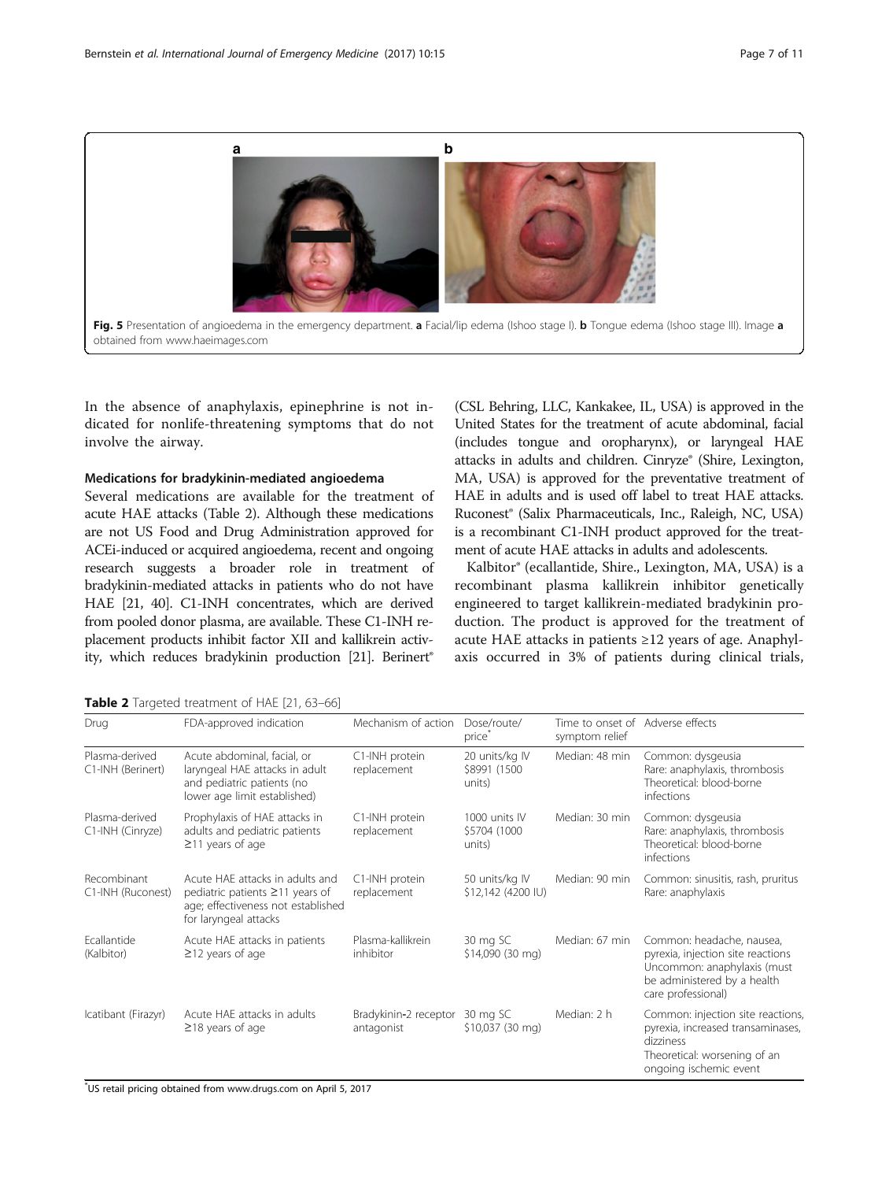Fig. 5 Presentation of angioedema in the emergency department. **a** Facial/lip edema (Ishoo stage I). **b** Tongue edema (Ishoo stage III). Image **a** obtained from www.haeimages.com

In the absence of anaphylaxis, epinephrine is not indicated for nonlife-threatening symptoms that do not involve the airway.

### Medications for bradykinin-mediated angioedema

Several medications are available for the treatment of acute HAE attacks (Table 2). Although these medications are not US Food and Drug Administration approved for ACEi-induced or acquired angioedema, recent and ongoing research suggests a broader role in treatment of bradykinin-mediated attacks in patients who do not have HAE [21, 40]. C1-INH concentrates, which are derived from pooled donor plasma, are available. These C1-INH replacement products inhibit factor XII and kallikrein activity, which reduces bradykinin production [21]. Berinert® (CSL Behring, LLC, Kankakee, IL, USA) is approved in the United States for the treatment of acute abdominal, facial (includes tongue and oropharynx), or laryngeal HAE attacks in adults and children. Cinryze® (Shire, Lexington, MA, USA) is approved for the preventative treatment of HAE in adults and is used off label to treat HAE attacks. Ruconest® (Salix Pharmaceuticals, Inc., Raleigh, NC, USA) is a recombinant C1-INH product approved for the treatment of acute HAE attacks in adults and adolescents.

Kalbitor® (ecallantide, Shire., Lexington, MA, USA) is a recombinant plasma kallikrein inhibitor genetically engineered to target kallikrein-mediated bradykinin production. The product is approved for the treatment of acute HAE attacks in patients ≥12 years of age. Anaphylaxis occurred in 3% of patients during clinical trials,

**Table 2** Targeted treatment of HAE [21, 63–66]

| Drug | FDA-approved indication | Mechanism of action | Dose/route/ price* | Time to onset of symptom relief | Adverse effects |
|---|---|---|---|---|---|
| Plasma-derived C1-INH (Berinert) | Acute abdominal, facial, or laryngeal HAE attacks in adult and pediatric patients (no lower age limit established) | C1-INH protein replacement | 20 units/kg IV $8991 (1500 units) | Median: 48 min | Common: dysgeusia<br>Rare: anaphylaxis, thrombosis<br>Theoretical: blood-borne infections |
| Plasma-derived C1-INH (Cinryze) | Prophylaxis of HAE attacks in adults and pediatric patients ≥11 years of age | C1-INH protein replacement | 1000 units IV $5704 (1000 units) | Median: 30 min | Common: dysgeusia<br>Rare: anaphylaxis, thrombosis<br>Theoretical: blood-borne infections |
| Recombinant C1-INH (Ruconest) | Acute HAE attacks in adults and pediatric patients ≥11 years of age; effectiveness not established for laryngeal attacks | C1-INH protein replacement | 50 units/kg IV $12,142 (4200 IU) | Median: 90 min | Common: sinusitis, rash, pruritus<br>Rare: anaphylaxis |
| Ecallantide (Kalbitor) | Acute HAE attacks in patients ≥12 years of age | Plasma-kallikrein inhibitor | 30 mg SC $14,090 (30 mg) | Median: 67 min | Common: headache, nausea, pyrexia, injection site reactions<br>Uncommon: anaphylaxis (must be administered by a health care professional) |
| Icatibant (Firazyr) | Acute HAE attacks in adults ≥18 years of age | Bradykinin-2 receptor antagonist | 30 mg SC $10,037 (30 mg) | Median: 2 h | Common: injection site reactions, pyrexia, increased transaminases, dizziness<br>Theoretical: worsening of an ongoing ischemic event |

*US retail pricing obtained from www.drugs.com on April 5, 2017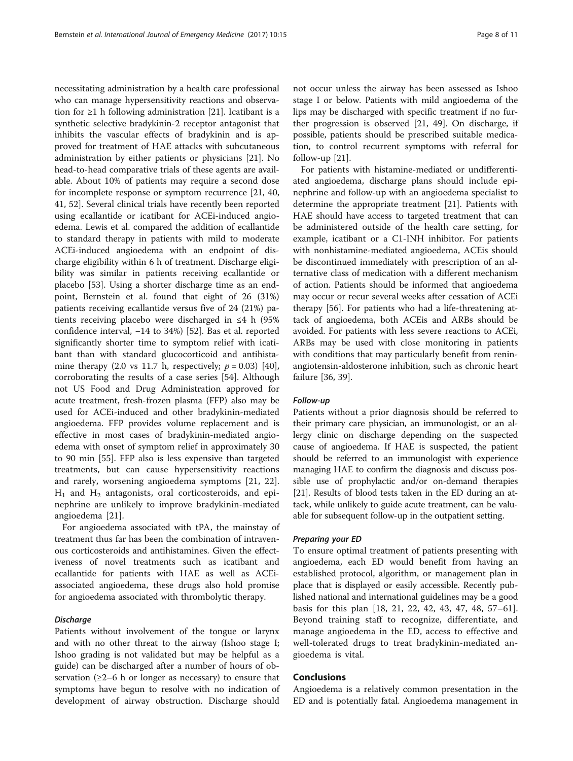necessitating administration by a health care professional who can manage hypersensitivity reactions and observation for ≥1 h following administration [21]. Icatibant is a synthetic selective bradykinin-2 receptor antagonist that inhibits the vascular effects of bradykinin and is approved for treatment of HAE attacks with subcutaneous administration by either patients or physicians [21]. No head-to-head comparative trials of these agents are available. About 10% of patients may require a second dose for incomplete response or symptom recurrence [21, 40, 41, 52]. Several clinical trials have recently been reported using ecallantide or icatibant for ACEi-induced angioedema. Lewis et al. compared the addition of ecallantide to standard therapy in patients with mild to moderate ACEi-induced angioedema with an endpoint of discharge eligibility within 6 h of treatment. Discharge eligibility was similar in patients receiving ecallantide or placebo [53]. Using a shorter discharge time as an endpoint, Bernstein et al. found that eight of 26 (31%) patients receiving ecallantide versus five of 24 (21%) patients receiving placebo were discharged in ≤4 h (95% confidence interval, −14 to 34%) [52]. Bas et al. reported significantly shorter time to symptom relief with icatibant than with standard glucocorticoid and antihistamine therapy (2.0 vs 11.7 h, respectively; $p = 0.03$) [40], corroborating the results of a case series [54]. Although not US Food and Drug Administration approved for acute treatment, fresh-frozen plasma (FFP) also may be used for ACEi-induced and other bradykinin-mediated angioedema. FFP provides volume replacement and is effective in most cases of bradykinin-mediated angioedema with onset of symptom relief in approximately 30 to 90 min [55]. FFP also is less expensive than targeted treatments, but can cause hypersensitivity reactions and rarely, worsening angioedema symptoms [21, 22]. $H_1$ and $H_2$ antagonists, oral corticosteroids, and epinephrine are unlikely to improve bradykinin-mediated angioedema [21].

For angioedema associated with tPA, the mainstay of treatment thus far has been the combination of intravenous corticosteroids and antihistamines. Given the effectiveness of novel treatments such as icatibant and ecallantide for patients with HAE as well as ACEi-associated angioedema, these drugs also hold promise for angioedema associated with thrombolytic therapy.

#### *Discharge*

Patients without involvement of the tongue or larynx and with no other threat to the airway (Ishoo stage I; Ishoo grading is not validated but may be helpful as a guide) can be discharged after a number of hours of observation (≥2–6 h or longer as necessary) to ensure that symptoms have begun to resolve with no indication of development of airway obstruction. Discharge should not occur unless the airway has been assessed as Ishoo stage I or below. Patients with mild angioedema of the lips may be discharged with specific treatment if no further progression is observed [21, 49]. On discharge, if possible, patients should be prescribed suitable medication, to control recurrent symptoms with referral for follow-up [21].

For patients with histamine-mediated or undifferentiated angioedema, discharge plans should include epinephrine and follow-up with an angioedema specialist to determine the appropriate treatment [21]. Patients with HAE should have access to targeted treatment that can be administered outside of the health care setting, for example, icatibant or a C1-INH inhibitor. For patients with nonhistamine-mediated angioedema, ACEis should be discontinued immediately with prescription of an alternative class of medication with a different mechanism of action. Patients should be informed that angioedema may occur or recur several weeks after cessation of ACEi therapy [56]. For patients who had a life-threatening attack of angioedema, both ACEis and ARBs should be avoided. For patients with less severe reactions to ACEi, ARBs may be used with close monitoring in patients with conditions that may particularly benefit from renin-angiotensin-aldosterone inhibition, such as chronic heart failure [36, 39].

#### *Follow-up*

Patients without a prior diagnosis should be referred to their primary care physician, an immunologist, or an allergy clinic on discharge depending on the suspected cause of angioedema. If HAE is suspected, the patient should be referred to an immunologist with experience managing HAE to confirm the diagnosis and discuss possible use of prophylactic and/or on-demand therapies [21]. Results of blood tests taken in the ED during an attack, while unlikely to guide acute treatment, can be valuable for subsequent follow-up in the outpatient setting.

#### *Preparing your ED*

To ensure optimal treatment of patients presenting with angioedema, each ED would benefit from having an established protocol, algorithm, or management plan in place that is displayed or easily accessible. Recently published national and international guidelines may be a good basis for this plan [18, 21, 22, 42, 43, 47, 48, 57–61]. Beyond training staff to recognize, differentiate, and manage angioedema in the ED, access to effective and well-tolerated drugs to treat bradykinin-mediated angioedema is vital.

## Conclusions

Angioedema is a relatively common presentation in the ED and is potentially fatal. Angioedema management in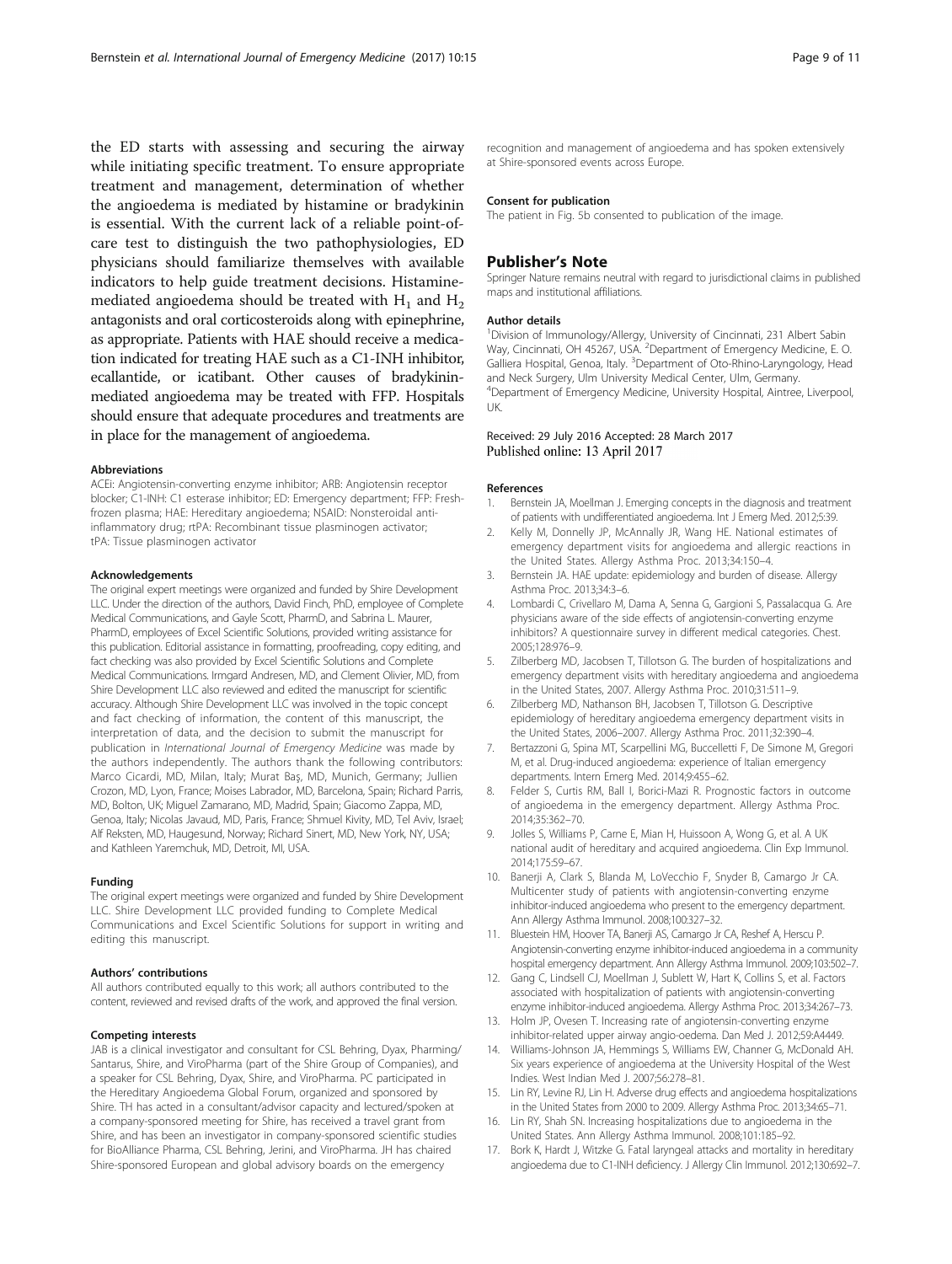the ED starts with assessing and securing the airway while initiating specific treatment. To ensure appropriate treatment and management, determination of whether the angioedema is mediated by histamine or bradykinin is essential. With the current lack of a reliable point-of-care test to distinguish the two pathophysiologies, ED physicians should familiarize themselves with available indicators to help guide treatment decisions. Histamine-mediated angioedema should be treated with $H_1$ and $H_2$ antagonists and oral corticosteroids along with epinephrine, as appropriate. Patients with HAE should receive a medication indicated for treating HAE such as a C1-INH inhibitor, ecallantide, or icatibant. Other causes of bradykinin-mediated angioedema may be treated with FFP. Hospitals should ensure that adequate procedures and treatments are in place for the management of angioedema.

#### Abbreviations

ACEi: Angiotensin-converting enzyme inhibitor; ARB: Angiotensin receptor blocker; C1-INH: C1 esterase inhibitor; ED: Emergency department; FFP: Fresh-frozen plasma; HAE: Hereditary angioedema; NSAID: Nonsteroidal anti-inflammatory drug; rtPA: Recombinant tissue plasminogen activator; tPA: Tissue plasminogen activator

#### Acknowledgements

The original expert meetings were organized and funded by Shire Development LLC. Under the direction of the authors, David Finch, PhD, employee of Complete Medical Communications, and Gayle Scott, PharmD, and Sabrina L. Maurer, PharmD, employees of Excel Scientific Solutions, provided writing assistance for this publication. Editorial assistance in formatting, proofreading, copy editing, and fact checking was also provided by Excel Scientific Solutions and Complete Medical Communications. Irmgard Andresen, MD, and Clement Olivier, MD, from Shire Development LLC also reviewed and edited the manuscript for scientific accuracy. Although Shire Development LLC was involved in the topic concept and fact checking of information, the content of this manuscript, the interpretation of data, and the decision to submit the manuscript for publication in *International Journal of Emergency Medicine* was made by the authors independently. The authors thank the following contributors: Marco Cicardi, MD, Milan, Italy; Murat Baş, MD, Munich, Germany; Jullien Crozon, MD, Lyon, France; Moises Labrador, MD, Barcelona, Spain; Richard Parris, MD, Bolton, UK; Miguel Zamarano, MD, Madrid, Spain; Giacomo Zappa, MD, Genoa, Italy; Nicolas Javaud, MD, Paris, France; Shmuel Kivity, MD, Tel Aviv, Israel; Alf Reksten, MD, Haugesund, Norway; Richard Sinert, MD, New York, NY, USA; and Kathleen Yaremchuk, MD, Detroit, MI, USA.

#### Funding

The original expert meetings were organized and funded by Shire Development LLC. Shire Development LLC provided funding to Complete Medical Communications and Excel Scientific Solutions for support in writing and editing this manuscript.

#### Authors' contributions

All authors contributed equally to this work; all authors contributed to the content, reviewed and revised drafts of the work, and approved the final version.

#### Competing interests

JAB is a clinical investigator and consultant for CSL Behring, Dyax, Pharming/Santarus, Shire, and ViroPharma (part of the Shire Group of Companies), and a speaker for CSL Behring, Dyax, Shire, and ViroPharma. PC participated in the Hereditary Angioedema Global Forum, organized and sponsored by Shire. TH has acted in a consultant/advisor capacity and lectured/spoken at a company-sponsored meeting for Shire, has received a travel grant from Shire, and has been an investigator in company-sponsored scientific studies for BioAlliance Pharma, CSL Behring, Jerini, and ViroPharma. JH has chaired Shire-sponsored European and global advisory boards on the emergency recognition and management of angioedema and has spoken extensively at Shire-sponsored events across Europe.

#### Consent for publication

The patient in Fig. 5b consented to publication of the image.

## Publisher's Note

Springer Nature remains neutral with regard to jurisdictional claims in published maps and institutional affiliations.

#### Author details

[1]Division of Immunology/Allergy, University of Cincinnati, 231 Albert Sabin Way, Cincinnati, OH 45267, USA. [2]Department of Emergency Medicine, E. O. Galliera Hospital, Genoa, Italy. [3]Department of Oto-Rhino-Laryngology, Head and Neck Surgery, Ulm University Medical Center, Ulm, Germany. [4]Department of Emergency Medicine, University Hospital, Aintree, Liverpool, UK.

Received: 29 July 2016 Accepted: 28 March 2017
Published online: 13 April 2017

#### References

1. Bernstein JA, Moellman J. Emerging concepts in the diagnosis and treatment of patients with undifferentiated angioedema. Int J Emerg Med. 2012;5:39.
2. Kelly M, Donnelly JP, McAnnally JR, Wang HE. National estimates of emergency department visits for angioedema and allergic reactions in the United States. Allergy Asthma Proc. 2013;34:150–4.
3. Bernstein JA. HAE update: epidemiology and burden of disease. Allergy Asthma Proc. 2013;34:3–6.
4. Lombardi C, Crivellaro M, Dama A, Senna G, Gargioni S, Passalacqua G. Are physicians aware of the side effects of angiotensin-converting enzyme inhibitors? A questionnaire survey in different medical categories. Chest. 2005;128:976–9.
5. Zilberberg MD, Jacobsen T, Tillotson G. The burden of hospitalizations and emergency department visits with hereditary angioedema and angioedema in the United States, 2007. Allergy Asthma Proc. 2010;31:511–9.
6. Zilberberg MD, Nathanson BH, Jacobsen T, Tillotson G. Descriptive epidemiology of hereditary angioedema emergency department visits in the United States, 2006–2007. Allergy Asthma Proc. 2011;32:390–4.
7. Bertazzoni G, Spina MT, Scarpellini MG, Buccelletti F, De Simone M, Gregori M, et al. Drug-induced angioedema: experience of Italian emergency departments. Intern Emerg Med. 2014;9:455–62.
8. Felder S, Curtis RM, Ball I, Borici-Mazi R. Prognostic factors in outcome of angioedema in the emergency department. Allergy Asthma Proc. 2014;35:362–70.
9. Jolles S, Williams P, Carne E, Mian H, Huissoon A, Wong G, et al. A UK national audit of hereditary and acquired angioedema. Clin Exp Immunol. 2014;175:59–67.
10. Banerji A, Clark S, Blanda M, LoVecchio F, Snyder B, Camargo Jr CA. Multicenter study of patients with angiotensin-converting enzyme inhibitor-induced angioedema who present to the emergency department. Ann Allergy Asthma Immunol. 2008;100:327–32.
11. Bluestein HM, Hoover TA, Banerji AS, Camargo Jr CA, Reshef A, Herscu P. Angiotensin-converting enzyme inhibitor-induced angioedema in a community hospital emergency department. Ann Allergy Asthma Immunol. 2009;103:502–7.
12. Gang C, Lindsell CJ, Moellman J, Sublett W, Hart K, Collins S, et al. Factors associated with hospitalization of patients with angiotensin-converting enzyme inhibitor-induced angioedema. Allergy Asthma Proc. 2013;34:267–73.
13. Holm JP, Ovesen T. Increasing rate of angiotensin-converting enzyme inhibitor-related upper airway angio-oedema. Dan Med J. 2012;59:A4449.
14. Williams-Johnson JA, Hemmings S, Williams EW, Channer G, McDonald AH. Six years experience of angioedema at the University Hospital of the West Indies. West Indian Med J. 2007;56:278–81.
15. Lin RY, Levine RJ, Lin H. Adverse drug effects and angioedema hospitalizations in the United States from 2000 to 2009. Allergy Asthma Proc. 2013;34:65–71.
16. Lin RY, Shah SN. Increasing hospitalizations due to angioedema in the United States. Ann Allergy Asthma Immunol. 2008;101:185–92.
17. Bork K, Hardt J, Witzke G. Fatal laryngeal attacks and mortality in hereditary angioedema due to C1-INH deficiency. J Allergy Clin Immunol. 2012;130:692–7.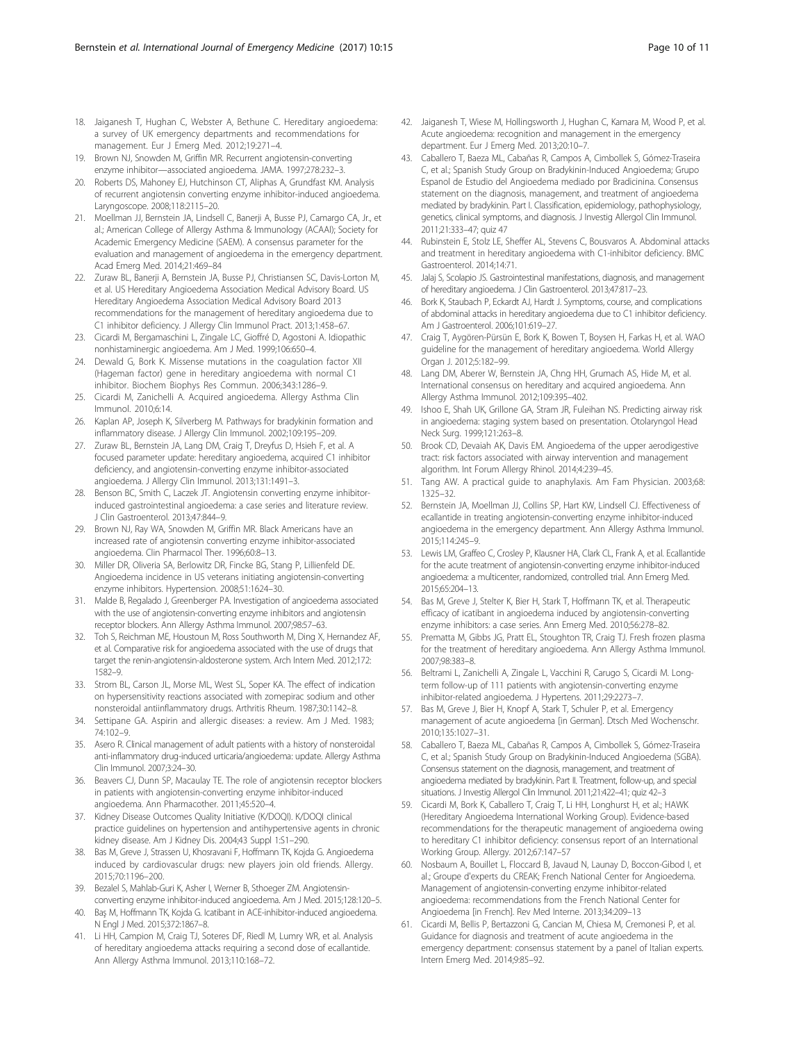18. Jaiganesh T, Hughan C, Webster A, Bethune C. Hereditary angioedema: a survey of UK emergency departments and recommendations for management. Eur J Emerg Med. 2012;19:271–4.
19. Brown NJ, Snowden M, Griffin MR. Recurrent angiotensin-converting enzyme inhibitor—associated angioedema. JAMA. 1997;278:232–3.
20. Roberts DS, Mahoney EJ, Hutchinson CT, Aliphas A, Grundfast KM. Analysis of recurrent angiotensin converting enzyme inhibitor-induced angioedema. Laryngoscope. 2008;118:2115–20.
21. Moellman JJ, Bernstein JA, Lindsell C, Banerji A, Busse PJ, Camargo CA, Jr., et al.; American College of Allergy Asthma & Immunology (ACAAI); Society for Academic Emergency Medicine (SAEM). A consensus parameter for the evaluation and management of angioedema in the emergency department. Acad Emerg Med. 2014;21:469–84
22. Zuraw BL, Banerji A, Bernstein JA, Busse PJ, Christiansen SC, Davis-Lorton M, et al. US Hereditary Angioedema Association Medical Advisory Board. US Hereditary Angioedema Association Medical Advisory Board 2013 recommendations for the management of hereditary angioedema due to C1 inhibitor deficiency. J Allergy Clin Immunol Pract. 2013;1:458–67.
23. Cicardi M, Bergamaschini L, Zingale LC, Gioffré D, Agostoni A. Idiopathic nonhistaminergic angioedema. Am J Med. 1999;106:650–4.
24. Dewald G, Bork K. Missense mutations in the coagulation factor XII (Hageman factor) gene in hereditary angioedema with normal C1 inhibitor. Biochem Biophys Res Commun. 2006;343:1286–9.
25. Cicardi M, Zanichelli A. Acquired angioedema. Allergy Asthma Clin Immunol. 2010;6:14.
26. Kaplan AP, Joseph K, Silverberg M. Pathways for bradykinin formation and inflammatory disease. J Allergy Clin Immunol. 2002;109:195–209.
27. Zuraw BL, Bernstein JA, Lang DM, Craig T, Dreyfus D, Hsieh F, et al. A focused parameter update: hereditary angioedema, acquired C1 inhibitor deficiency, and angiotensin-converting enzyme inhibitor-associated angioedema. J Allergy Clin Immunol. 2013;131:1491–3.
28. Benson BC, Smith C, Laczek JT. Angiotensin converting enzyme inhibitor-induced gastrointestinal angioedema: a case series and literature review. J Clin Gastroenterol. 2013;47:844–9.
29. Brown NJ, Ray WA, Snowden M, Griffin MR. Black Americans have an increased rate of angiotensin converting enzyme inhibitor-associated angioedema. Clin Pharmacol Ther. 1996;60:8–13.
30. Miller DR, Oliveria SA, Berlowitz DR, Fincke BG, Stang P, Lillienfeld DE. Angioedema incidence in US veterans initiating angiotensin-converting enzyme inhibitors. Hypertension. 2008;51:1624–30.
31. Malde B, Regalado J, Greenberger PA. Investigation of angioedema associated with the use of angiotensin-converting enzyme inhibitors and angiotensin receptor blockers. Ann Allergy Asthma Immunol. 2007;98:57–63.
32. Toh S, Reichman ME, Houstoun M, Ross Southworth M, Ding X, Hernandez AF, et al. Comparative risk for angioedema associated with the use of drugs that target the renin-angiotensin-aldosterone system. Arch Intern Med. 2012;172: 1582–9.
33. Strom BL, Carson JL, Morse ML, West SL, Soper KA. The effect of indication on hypersensitivity reactions associated with zomepirac sodium and other nonsteroidal antiinflammatory drugs. Arthritis Rheum. 1987;30:1142–8.
34. Settipane GA. Aspirin and allergic diseases: a review. Am J Med. 1983; 74:102–9.
35. Asero R. Clinical management of adult patients with a history of nonsteroidal anti-inflammatory drug-induced urticaria/angioedema: update. Allergy Asthma Clin Immunol. 2007;3:24–30.
36. Beavers CJ, Dunn SP, Macaulay TE. The role of angiotensin receptor blockers in patients with angiotensin-converting enzyme inhibitor-induced angioedema. Ann Pharmacother. 2011;45:520–4.
37. Kidney Disease Outcomes Quality Initiative (K/DOQI). K/DOQI clinical practice guidelines on hypertension and antihypertensive agents in chronic kidney disease. Am J Kidney Dis. 2004;43 Suppl 1:S1–290.
38. Bas M, Greve J, Strassen U, Khosravani F, Hoffmann TK, Kojda G. Angioedema induced by cardiovascular drugs: new players join old friends. Allergy. 2015;70:1196–200.
39. Bezalel S, Mahlab-Guri K, Asher I, Werner B, Sthoeger ZM. Angiotensin-converting enzyme inhibitor-induced angioedema. Am J Med. 2015;128:120–5.
40. Baş M, Hoffmann TK, Kojda G. Icatibant in ACE-inhibitor-induced angioedema. N Engl J Med. 2015;372:1867–8.
41. Li HH, Campion M, Craig TJ, Soteres DF, Riedl M, Lumry WR, et al. Analysis of hereditary angioedema attacks requiring a second dose of ecallantide. Ann Allergy Asthma Immunol. 2013;110:168–72.
42. Jaiganesh T, Wiese M, Hollingsworth J, Hughan C, Kamara M, Wood P, et al. Acute angioedema: recognition and management in the emergency department. Eur J Emerg Med. 2013;20:10–7.
43. Caballero T, Baeza ML, Cabañas R, Campos A, Cimbollek S, Gómez-Traseira C, et al.; Spanish Study Group on Bradykinin-Induced Angioedema; Grupo Espanol de Estudio del Angioedema mediado por Bradicinina. Consensus statement on the diagnosis, management, and treatment of angioedema mediated by bradykinin. Part I. Classification, epidemiology, pathophysiology, genetics, clinical symptoms, and diagnosis. J Investig Allergol Clin Immunol. 2011;21:333–47; quiz 47
44. Rubinstein E, Stolz LE, Sheffer AL, Stevens C, Bousvaros A. Abdominal attacks and treatment in hereditary angioedema with C1-inhibitor deficiency. BMC Gastroenterol. 2014;14:71.
45. Jalaj S, Scolapio JS. Gastrointestinal manifestations, diagnosis, and management of hereditary angioedema. J Clin Gastroenterol. 2013;47:817–23.
46. Bork K, Staubach P, Eckardt AJ, Hardt J. Symptoms, course, and complications of abdominal attacks in hereditary angioedema due to C1 inhibitor deficiency. Am J Gastroenterol. 2006;101:619–27.
47. Craig T, Aygören-Pürsün E, Bork K, Bowen T, Boysen H, Farkas H, et al. WAO guideline for the management of hereditary angioedema. World Allergy Organ J. 2012;5:182–99.
48. Lang DM, Aberer W, Bernstein JA, Chng HH, Grumach AS, Hide M, et al. International consensus on hereditary and acquired angioedema. Ann Allergy Asthma Immunol. 2012;109:395–402.
49. Ishoo E, Shah UK, Grillone GA, Stram JR, Fuleihan NS. Predicting airway risk in angioedema: staging system based on presentation. Otolaryngol Head Neck Surg. 1999;121:263–8.
50. Brook CD, Devaiah AK, Davis EM. Angioedema of the upper aerodigestive tract: risk factors associated with airway intervention and management algorithm. Int Forum Allergy Rhinol. 2014;4:239–45.
51. Tang AW. A practical guide to anaphylaxis. Am Fam Physician. 2003;68: 1325–32.
52. Bernstein JA, Moellman JJ, Collins SP, Hart KW, Lindsell CJ. Effectiveness of ecallantide in treating angiotensin-converting enzyme inhibitor-induced angioedema in the emergency department. Ann Allergy Asthma Immunol. 2015;114:245–9.
53. Lewis LM, Graffeo C, Crosley P, Klausner HA, Clark CL, Frank A, et al. Ecallantide for the acute treatment of angiotensin-converting enzyme inhibitor-induced angioedema: a multicenter, randomized, controlled trial. Ann Emerg Med. 2015;65:204–13.
54. Bas M, Greve J, Stelter K, Bier H, Stark T, Hoffmann TK, et al. Therapeutic efficacy of icatibant in angioedema induced by angiotensin-converting enzyme inhibitors: a case series. Ann Emerg Med. 2010;56:278–82.
55. Prematta M, Gibbs JG, Pratt EL, Stoughton TR, Craig TJ. Fresh frozen plasma for the treatment of hereditary angioedema. Ann Allergy Asthma Immunol. 2007;98:383–8.
56. Beltrami L, Zanichelli A, Zingale L, Vacchini R, Carugo S, Cicardi M. Long-term follow-up of 111 patients with angiotensin-converting enzyme inhibitor-related angioedema. J Hypertens. 2011;29:2273–7.
57. Bas M, Greve J, Bier H, Knopf A, Stark T, Schuler P, et al. Emergency management of acute angioedema [in German]. Dtsch Med Wochenschr. 2010;135:1027–31.
58. Caballero T, Baeza ML, Cabañas R, Campos A, Cimbollek S, Gómez-Traseira C, et al.; Spanish Study Group on Bradykinin-Induced Angioedema (SGBA). Consensus statement on the diagnosis, management, and treatment of angioedema mediated by bradykinin. Part II. Treatment, follow-up, and special situations. J Investig Allergol Clin Immunol. 2011;21:422–41; quiz 42–3
59. Cicardi M, Bork K, Caballero T, Craig T, Li HH, Longhurst H, et al.; HAWK (Hereditary Angioedema International Working Group). Evidence-based recommendations for the therapeutic management of angioedema owing to hereditary C1 inhibitor deficiency: consensus report of an International Working Group. Allergy. 2012;67:147–57
60. Nosbaum A, Bouillet L, Floccard B, Javaud N, Launay D, Boccon-Gibod I, et al.; Groupe d'experts du CREAK; French National Center for Angioedema. Management of angiotensin-converting enzyme inhibitor-related angioedema: recommendations from the French National Center for Angioedema [in French]. Rev Med Interne. 2013;34:209–13
61. Cicardi M, Bellis P, Bertazzoni G, Cancian M, Chiesa M, Cremonesi P, et al. Guidance for diagnosis and treatment of acute angioedema in the emergency department: consensus statement by a panel of Italian experts. Intern Emerg Med. 2014;9:85–92.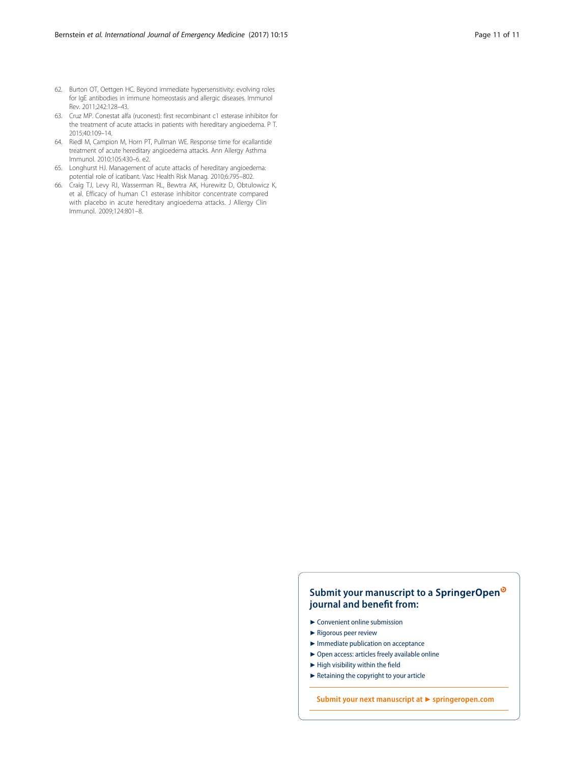62. Burton OT, Oettgen HC. Beyond immediate hypersensitivity: evolving roles for IgE antibodies in immune homeostasis and allergic diseases. Immunol Rev. 2011;242:128–43.
63. Cruz MP. Conestat alfa (ruconest): first recombinant c1 esterase inhibitor for the treatment of acute attacks in patients with hereditary angioedema. P T. 2015;40:109–14.
64. Riedl M, Campion M, Horn PT, Pullman WE. Response time for ecallantide treatment of acute hereditary angioedema attacks. Ann Allergy Asthma Immunol. 2010;105:430–6. e2.
65. Longhurst HJ. Management of acute attacks of hereditary angioedema: potential role of icatibant. Vasc Health Risk Manag. 2010;6:795–802.
66. Craig TJ, Levy RJ, Wasserman RL, Bewtra AK, Hurewitz D, Obtulowicz K, et al. Efficacy of human C1 esterase inhibitor concentrate compared with placebo in acute hereditary angioedema attacks. J Allergy Clin Immunol. 2009;124:801–8.

**Submit your manuscript to a SpringerOpen journal and benefit from:**

- ► Convenient online submission
- ► Rigorous peer review
- ► Immediate publication on acceptance
- ► Open access: articles freely available online
- ► High visibility within the field
- ► Retaining the copyright to your article

**Submit your next manuscript at ► springeropen.com**